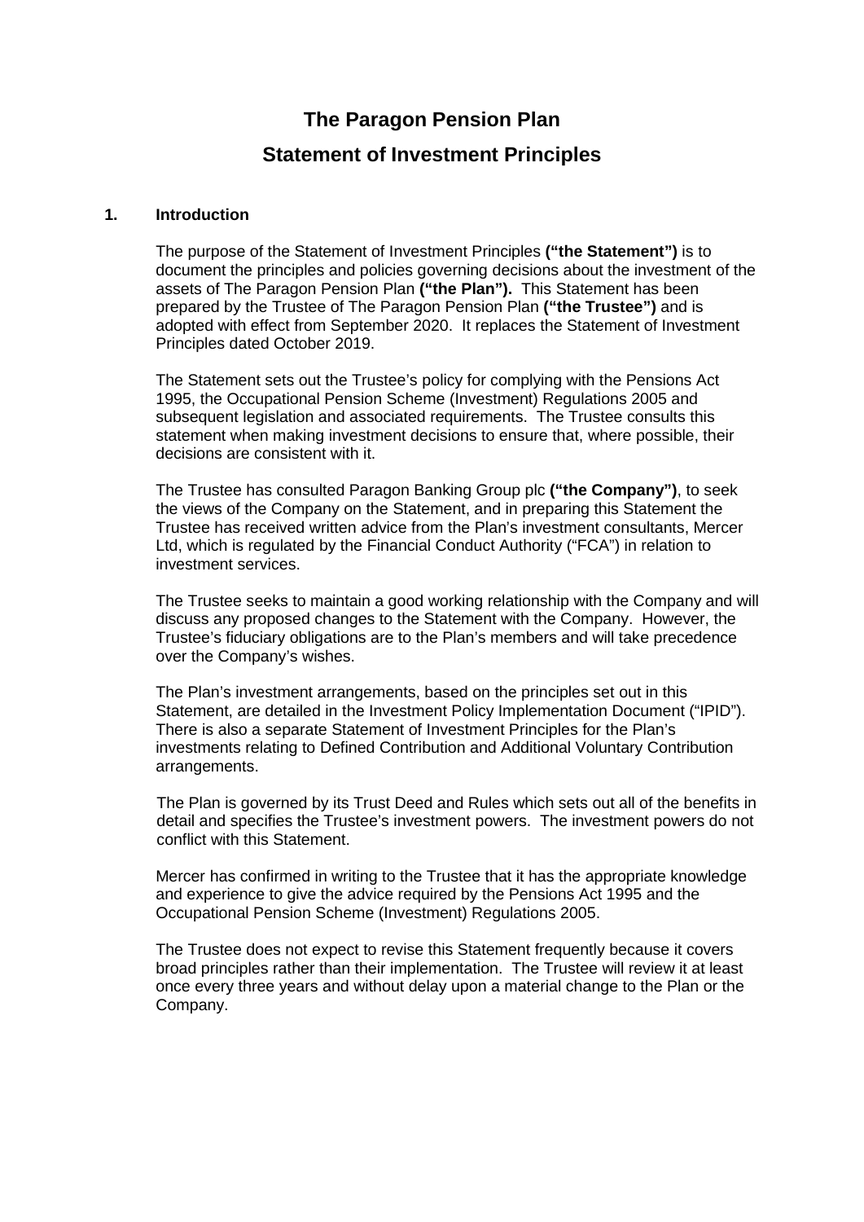# The Paragon Pension Plan

# Statement of Investment Principles

## 1. Introduction

The purpose of the Statement of Investment Principles **("the Statement")** is to document the principles and policies governing decisions about the investment of the assets of The Paragon Pension Plan **("the Plan").** This Statement has been prepared by the Trustee of The Paragon Pension Plan **("the Trustee")** and is adopted with effect from September 2020. It replaces the Statement of Investment Principles dated October 2019.

The Statement sets out the Trustee's policy for complying with the Pensions Act 1995, the Occupational Pension Scheme (Investment) Regulations 2005 and subsequent legislation and associated requirements. The Trustee consults this statement when making investment decisions to ensure that, where possible, their decisions are consistent with it.

The Trustee has consulted Paragon Banking Group plc **("the Company")**, to seek the views of the Company on the Statement, and in preparing this Statement the Trustee has received written advice from the Plan's investment consultants, Mercer Ltd, which is regulated by the Financial Conduct Authority ("FCA") in relation to investment services.

The Trustee seeks to maintain a good working relationship with the Company and will discuss any proposed changes to the Statement with the Company. However, the Trustee's fiduciary obligations are to the Plan's members and will take precedence over the Company's wishes.

The Plan's investment arrangements, based on the principles set out in this Statement, are detailed in the Investment Policy Implementation Document ("IPID"). There is also a separate Statement of Investment Principles for the Plan's investments relating to Defined Contribution and Additional Voluntary Contribution arrangements.

The Plan is governed by its Trust Deed and Rules which sets out all of the benefits in detail and specifies the Trustee's investment powers. The investment powers do not conflict with this Statement.

Mercer has confirmed in writing to the Trustee that it has the appropriate knowledge and experience to give the advice required by the Pensions Act 1995 and the Occupational Pension Scheme (Investment) Regulations 2005.

The Trustee does not expect to revise this Statement frequently because it covers broad principles rather than their implementation. The Trustee will review it at least once every three years and without delay upon a material change to the Plan or the Company.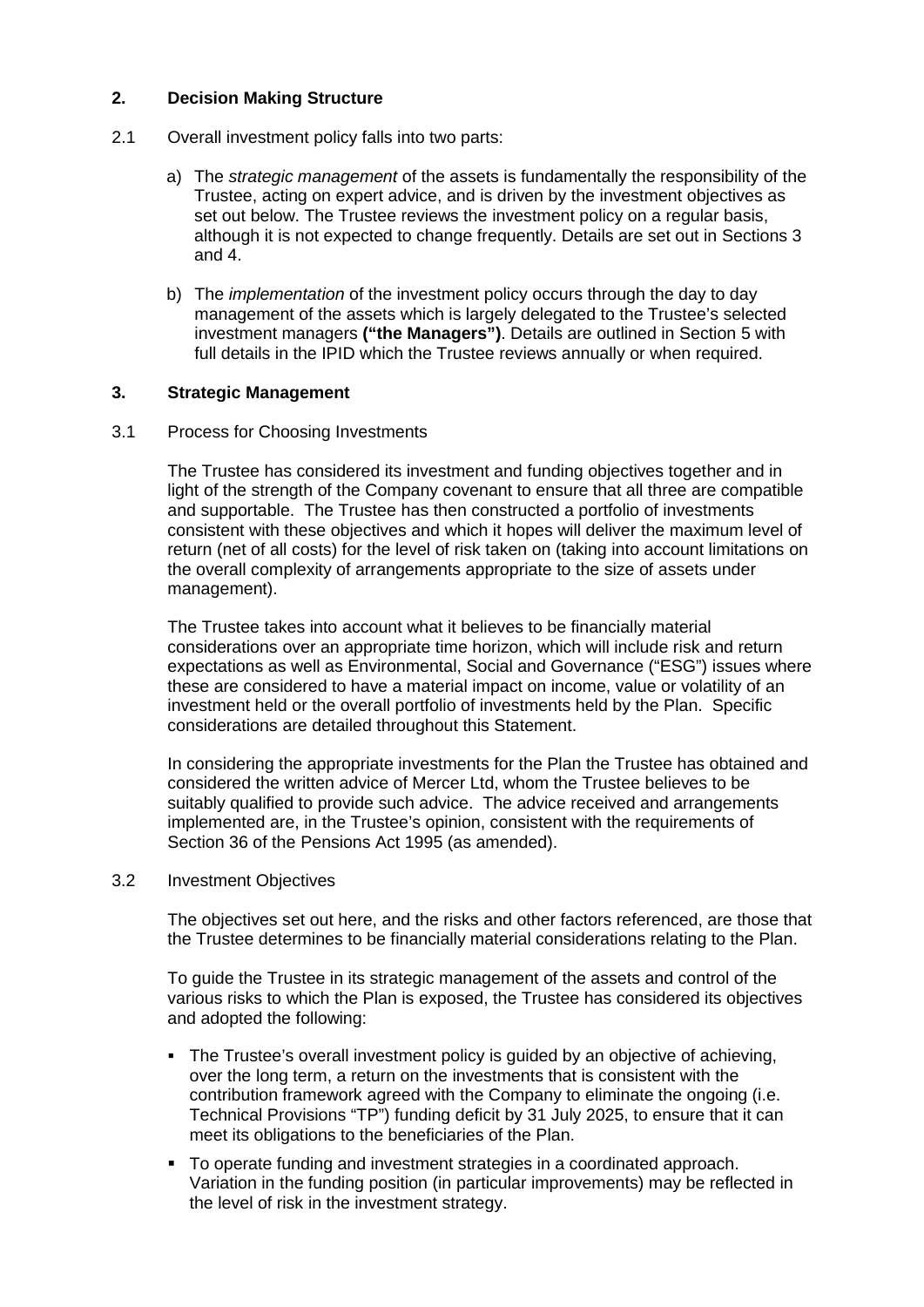## 2. Decision Making Structure

2.1 Overall investment policy falls into two parts:

a) The *strategic management* of the assets is fundamentally the responsibility of the Trustee, acting on expert advice, and is driven by the investment objectives as set out below. The Trustee reviews the investment policy on a regular basis, although it is not expected to change frequently. Details are set out in Sections 3 and 4.

b) The *implementation* of the investment policy occurs through the day to day management of the assets which is largely delegated to the Trustee's selected investment managers **("the Managers")**. Details are outlined in Section 5 with full details in the IPID which the Trustee reviews annually or when required.

## 3. Strategic Management

3.1 Process for Choosing Investments

The Trustee has considered its investment and funding objectives together and in light of the strength of the Company covenant to ensure that all three are compatible and supportable. The Trustee has then constructed a portfolio of investments consistent with these objectives and which it hopes will deliver the maximum level of return (net of all costs) for the level of risk taken on (taking into account limitations on the overall complexity of arrangements appropriate to the size of assets under management).

The Trustee takes into account what it believes to be financially material considerations over an appropriate time horizon, which will include risk and return expectations as well as Environmental, Social and Governance ("ESG") issues where these are considered to have a material impact on income, value or volatility of an investment held or the overall portfolio of investments held by the Plan. Specific considerations are detailed throughout this Statement.

In considering the appropriate investments for the Plan the Trustee has obtained and considered the written advice of Mercer Ltd, whom the Trustee believes to be suitably qualified to provide such advice. The advice received and arrangements implemented are, in the Trustee's opinion, consistent with the requirements of Section 36 of the Pensions Act 1995 (as amended).

3.2 Investment Objectives

The objectives set out here, and the risks and other factors referenced, are those that the Trustee determines to be financially material considerations relating to the Plan.

To guide the Trustee in its strategic management of the assets and control of the various risks to which the Plan is exposed, the Trustee has considered its objectives and adopted the following:

- The Trustee's overall investment policy is guided by an objective of achieving, over the long term, a return on the investments that is consistent with the contribution framework agreed with the Company to eliminate the ongoing (i.e. Technical Provisions "TP") funding deficit by 31 July 2025, to ensure that it can meet its obligations to the beneficiaries of the Plan.
- To operate funding and investment strategies in a coordinated approach. Variation in the funding position (in particular improvements) may be reflected in the level of risk in the investment strategy.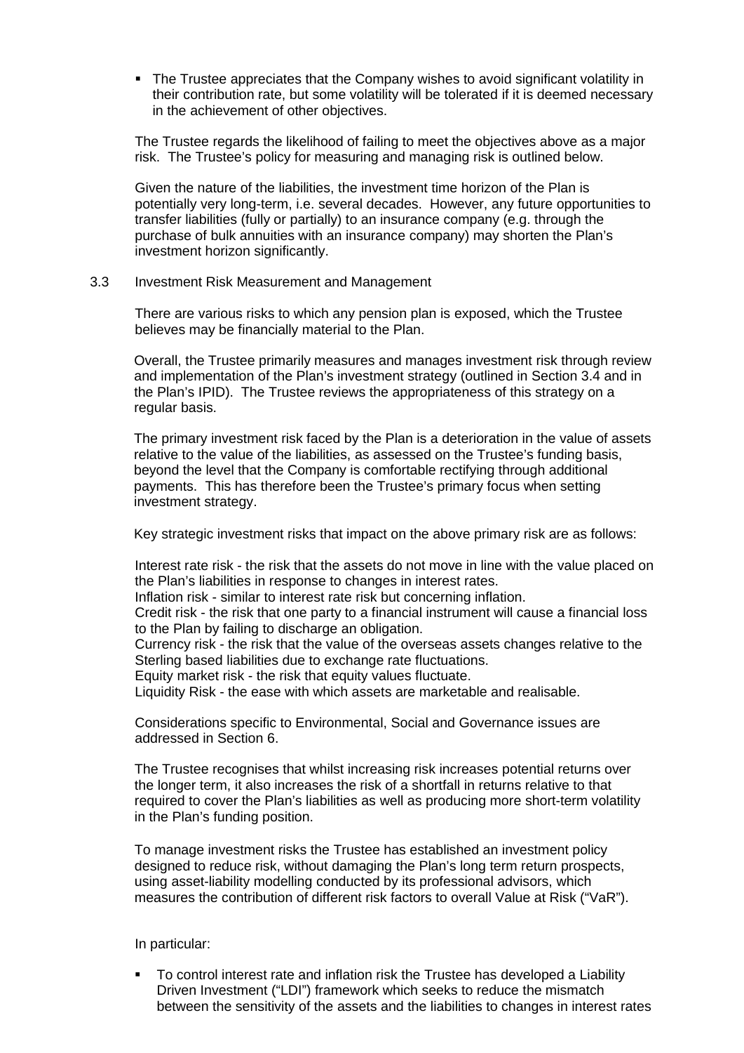- The Trustee appreciates that the Company wishes to avoid significant volatility in their contribution rate, but some volatility will be tolerated if it is deemed necessary in the achievement of other objectives.

The Trustee regards the likelihood of failing to meet the objectives above as a major risk. The Trustee's policy for measuring and managing risk is outlined below.

Given the nature of the liabilities, the investment time horizon of the Plan is potentially very long-term, i.e. several decades. However, any future opportunities to transfer liabilities (fully or partially) to an insurance company (e.g. through the purchase of bulk annuities with an insurance company) may shorten the Plan's investment horizon significantly.

### 3.3 Investment Risk Measurement and Management

There are various risks to which any pension plan is exposed, which the Trustee believes may be financially material to the Plan.

Overall, the Trustee primarily measures and manages investment risk through review and implementation of the Plan's investment strategy (outlined in Section 3.4 and in the Plan's IPID). The Trustee reviews the appropriateness of this strategy on a regular basis.

The primary investment risk faced by the Plan is a deterioration in the value of assets relative to the value of the liabilities, as assessed on the Trustee's funding basis, beyond the level that the Company is comfortable rectifying through additional payments. This has therefore been the Trustee's primary focus when setting investment strategy.

Key strategic investment risks that impact on the above primary risk are as follows:

Interest rate risk - the risk that the assets do not move in line with the value placed on the Plan's liabilities in response to changes in interest rates.
Inflation risk - similar to interest rate risk but concerning inflation.
Credit risk - the risk that one party to a financial instrument will cause a financial loss to the Plan by failing to discharge an obligation.
Currency risk - the risk that the value of the overseas assets changes relative to the Sterling based liabilities due to exchange rate fluctuations.
Equity market risk - the risk that equity values fluctuate.
Liquidity Risk - the ease with which assets are marketable and realisable.

Considerations specific to Environmental, Social and Governance issues are addressed in Section 6.

The Trustee recognises that whilst increasing risk increases potential returns over the longer term, it also increases the risk of a shortfall in returns relative to that required to cover the Plan's liabilities as well as producing more short-term volatility in the Plan's funding position.

To manage investment risks the Trustee has established an investment policy designed to reduce risk, without damaging the Plan's long term return prospects, using asset-liability modelling conducted by its professional advisors, which measures the contribution of different risk factors to overall Value at Risk ("VaR").

In particular:

- To control interest rate and inflation risk the Trustee has developed a Liability Driven Investment ("LDI") framework which seeks to reduce the mismatch between the sensitivity of the assets and the liabilities to changes in interest rates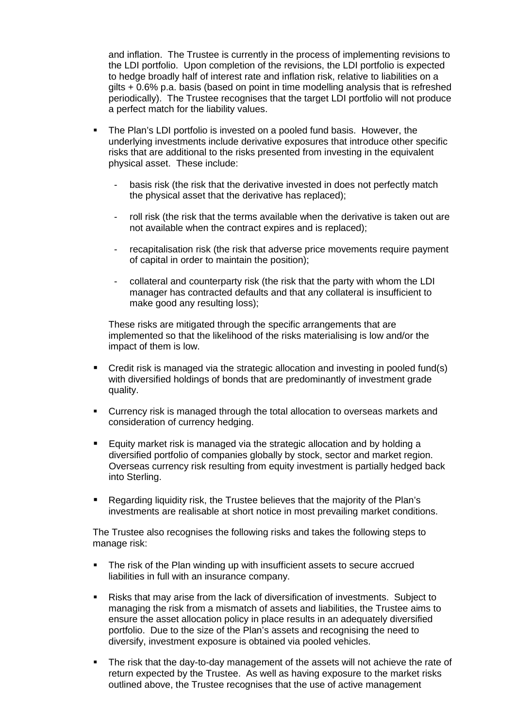and inflation. The Trustee is currently in the process of implementing revisions to the LDI portfolio. Upon completion of the revisions, the LDI portfolio is expected to hedge broadly half of interest rate and inflation risk, relative to liabilities on a gilts + 0.6% p.a. basis (based on point in time modelling analysis that is refreshed periodically). The Trustee recognises that the target LDI portfolio will not produce a perfect match for the liability values.

- The Plan's LDI portfolio is invested on a pooled fund basis. However, the underlying investments include derivative exposures that introduce other specific risks that are additional to the risks presented from investing in the equivalent physical asset. These include:

  - basis risk (the risk that the derivative invested in does not perfectly match the physical asset that the derivative has replaced);
  - roll risk (the risk that the terms available when the derivative is taken out are not available when the contract expires and is replaced);
  - recapitalisation risk (the risk that adverse price movements require payment of capital in order to maintain the position);
  - collateral and counterparty risk (the risk that the party with whom the LDI manager has contracted defaults and that any collateral is insufficient to make good any resulting loss);

  These risks are mitigated through the specific arrangements that are implemented so that the likelihood of the risks materialising is low and/or the impact of them is low.

- Credit risk is managed via the strategic allocation and investing in pooled fund(s) with diversified holdings of bonds that are predominantly of investment grade quality.
- Currency risk is managed through the total allocation to overseas markets and consideration of currency hedging.
- Equity market risk is managed via the strategic allocation and by holding a diversified portfolio of companies globally by stock, sector and market region. Overseas currency risk resulting from equity investment is partially hedged back into Sterling.
- Regarding liquidity risk, the Trustee believes that the majority of the Plan's investments are realisable at short notice in most prevailing market conditions.

The Trustee also recognises the following risks and takes the following steps to manage risk:

- The risk of the Plan winding up with insufficient assets to secure accrued liabilities in full with an insurance company.
- Risks that may arise from the lack of diversification of investments. Subject to managing the risk from a mismatch of assets and liabilities, the Trustee aims to ensure the asset allocation policy in place results in an adequately diversified portfolio. Due to the size of the Plan's assets and recognising the need to diversify, investment exposure is obtained via pooled vehicles.
- The risk that the day-to-day management of the assets will not achieve the rate of return expected by the Trustee. As well as having exposure to the market risks outlined above, the Trustee recognises that the use of active management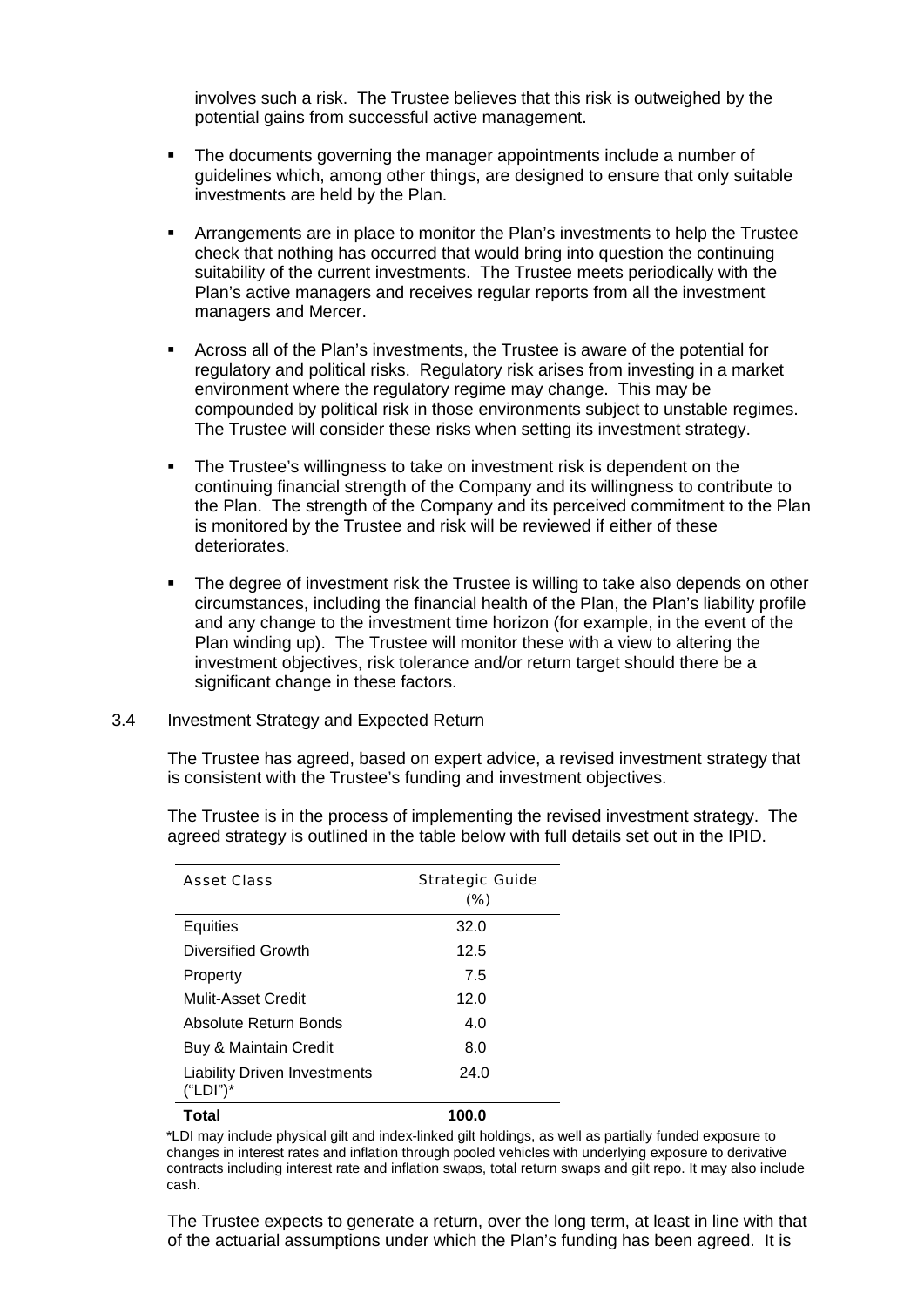involves such a risk. The Trustee believes that this risk is outweighed by the potential gains from successful active management.

- The documents governing the manager appointments include a number of guidelines which, among other things, are designed to ensure that only suitable investments are held by the Plan.
- Arrangements are in place to monitor the Plan's investments to help the Trustee check that nothing has occurred that would bring into question the continuing suitability of the current investments. The Trustee meets periodically with the Plan's active managers and receives regular reports from all the investment managers and Mercer.
- Across all of the Plan's investments, the Trustee is aware of the potential for regulatory and political risks. Regulatory risk arises from investing in a market environment where the regulatory regime may change. This may be compounded by political risk in those environments subject to unstable regimes. The Trustee will consider these risks when setting its investment strategy.
- The Trustee's willingness to take on investment risk is dependent on the continuing financial strength of the Company and its willingness to contribute to the Plan. The strength of the Company and its perceived commitment to the Plan is monitored by the Trustee and risk will be reviewed if either of these deteriorates.
- The degree of investment risk the Trustee is willing to take also depends on other circumstances, including the financial health of the Plan, the Plan's liability profile and any change to the investment time horizon (for example, in the event of the Plan winding up). The Trustee will monitor these with a view to altering the investment objectives, risk tolerance and/or return target should there be a significant change in these factors.

3.4 Investment Strategy and Expected Return

The Trustee has agreed, based on expert advice, a revised investment strategy that is consistent with the Trustee's funding and investment objectives.

The Trustee is in the process of implementing the revised investment strategy. The agreed strategy is outlined in the table below with full details set out in the IPID.

| Asset Class | Strategic Guide (%) |
| --- | --- |
| Equities | 32.0 |
| Diversified Growth | 12.5 |
| Property | 7.5 |
| Mulit-Asset Credit | 12.0 |
| Absolute Return Bonds | 4.0 |
| Buy & Maintain Credit | 8.0 |
| Liability Driven Investments ("LDI")* | 24.0 |
| **Total** | **100.0** |

*LDI may include physical gilt and index-linked gilt holdings, as well as partially funded exposure to changes in interest rates and inflation through pooled vehicles with underlying exposure to derivative contracts including interest rate and inflation swaps, total return swaps and gilt repo. It may also include cash.

The Trustee expects to generate a return, over the long term, at least in line with that of the actuarial assumptions under which the Plan's funding has been agreed. It is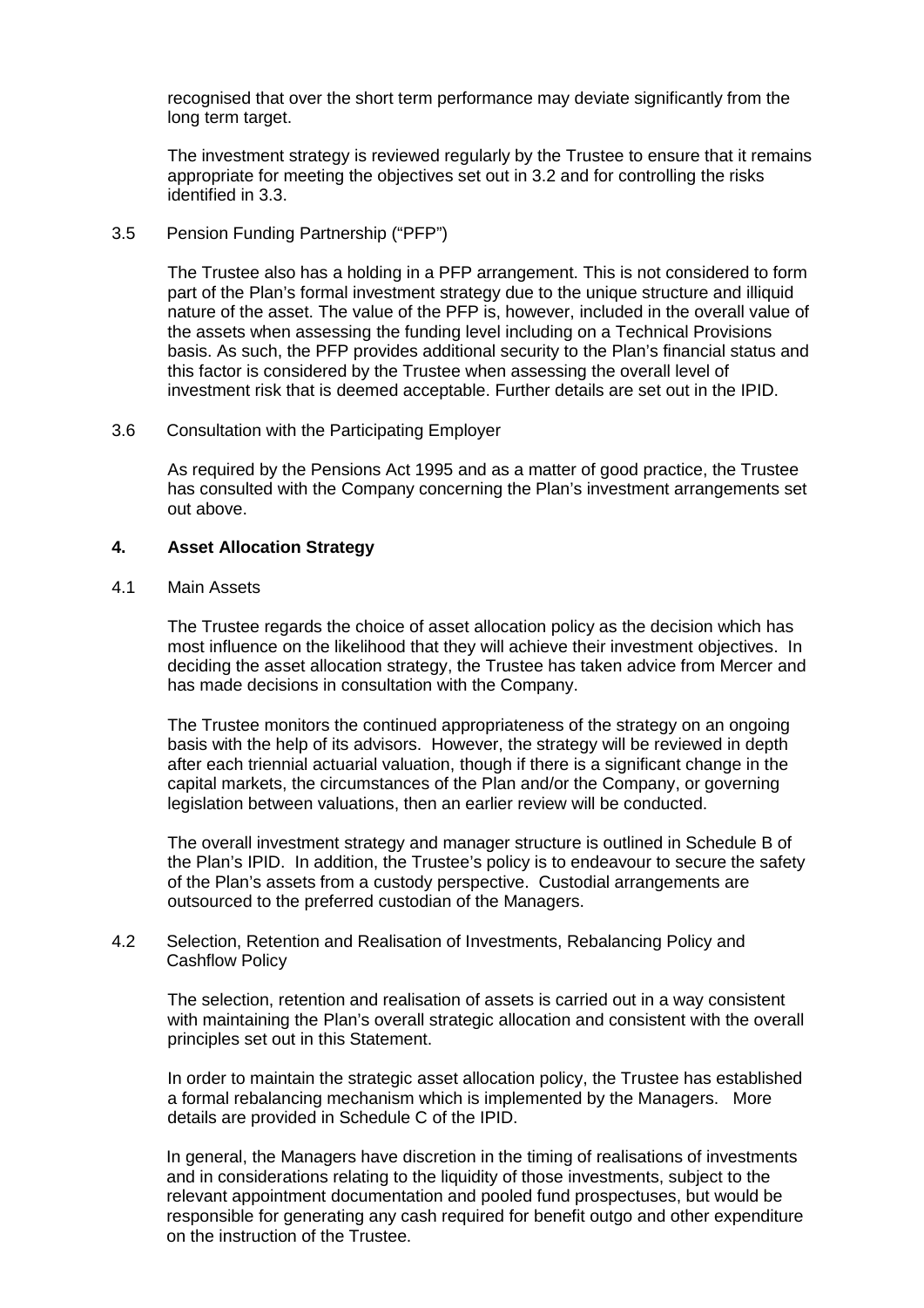recognised that over the short term performance may deviate significantly from the long term target.

The investment strategy is reviewed regularly by the Trustee to ensure that it remains appropriate for meeting the objectives set out in 3.2 and for controlling the risks identified in 3.3.

3.5 Pension Funding Partnership ("PFP")

The Trustee also has a holding in a PFP arrangement. This is not considered to form part of the Plan's formal investment strategy due to the unique structure and illiquid nature of the asset. The value of the PFP is, however, included in the overall value of the assets when assessing the funding level including on a Technical Provisions basis. As such, the PFP provides additional security to the Plan's financial status and this factor is considered by the Trustee when assessing the overall level of investment risk that is deemed acceptable. Further details are set out in the IPID.

3.6 Consultation with the Participating Employer

As required by the Pensions Act 1995 and as a matter of good practice, the Trustee has consulted with the Company concerning the Plan's investment arrangements set out above.

## 4. Asset Allocation Strategy

4.1 Main Assets

The Trustee regards the choice of asset allocation policy as the decision which has most influence on the likelihood that they will achieve their investment objectives. In deciding the asset allocation strategy, the Trustee has taken advice from Mercer and has made decisions in consultation with the Company.

The Trustee monitors the continued appropriateness of the strategy on an ongoing basis with the help of its advisors. However, the strategy will be reviewed in depth after each triennial actuarial valuation, though if there is a significant change in the capital markets, the circumstances of the Plan and/or the Company, or governing legislation between valuations, then an earlier review will be conducted.

The overall investment strategy and manager structure is outlined in Schedule B of the Plan's IPID. In addition, the Trustee's policy is to endeavour to secure the safety of the Plan's assets from a custody perspective. Custodial arrangements are outsourced to the preferred custodian of the Managers.

4.2 Selection, Retention and Realisation of Investments, Rebalancing Policy and Cashflow Policy

The selection, retention and realisation of assets is carried out in a way consistent with maintaining the Plan's overall strategic allocation and consistent with the overall principles set out in this Statement.

In order to maintain the strategic asset allocation policy, the Trustee has established a formal rebalancing mechanism which is implemented by the Managers. More details are provided in Schedule C of the IPID.

In general, the Managers have discretion in the timing of realisations of investments and in considerations relating to the liquidity of those investments, subject to the relevant appointment documentation and pooled fund prospectuses, but would be responsible for generating any cash required for benefit outgo and other expenditure on the instruction of the Trustee.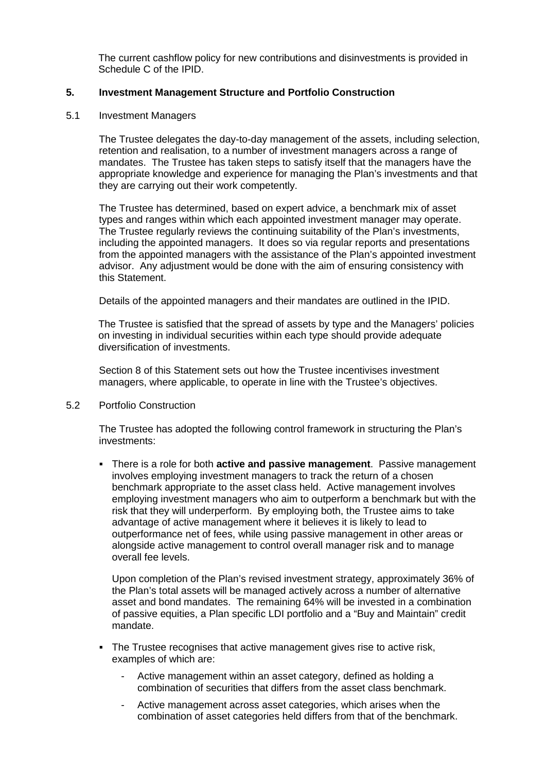The current cashflow policy for new contributions and disinvestments is provided in Schedule C of the IPID.

## 5. Investment Management Structure and Portfolio Construction

### 5.1 Investment Managers

The Trustee delegates the day-to-day management of the assets, including selection, retention and realisation, to a number of investment managers across a range of mandates. The Trustee has taken steps to satisfy itself that the managers have the appropriate knowledge and experience for managing the Plan's investments and that they are carrying out their work competently.

The Trustee has determined, based on expert advice, a benchmark mix of asset types and ranges within which each appointed investment manager may operate. The Trustee regularly reviews the continuing suitability of the Plan's investments, including the appointed managers. It does so via regular reports and presentations from the appointed managers with the assistance of the Plan's appointed investment advisor. Any adjustment would be done with the aim of ensuring consistency with this Statement.

Details of the appointed managers and their mandates are outlined in the IPID.

The Trustee is satisfied that the spread of assets by type and the Managers' policies on investing in individual securities within each type should provide adequate diversification of investments.

Section 8 of this Statement sets out how the Trustee incentivises investment managers, where applicable, to operate in line with the Trustee's objectives.

### 5.2 Portfolio Construction

The Trustee has adopted the following control framework in structuring the Plan's investments:

- There is a role for both **active and passive management**. Passive management involves employing investment managers to track the return of a chosen benchmark appropriate to the asset class held. Active management involves employing investment managers who aim to outperform a benchmark but with the risk that they will underperform. By employing both, the Trustee aims to take advantage of active management where it believes it is likely to lead to outperformance net of fees, while using passive management in other areas or alongside active management to control overall manager risk and to manage overall fee levels.

  Upon completion of the Plan's revised investment strategy, approximately 36% of the Plan's total assets will be managed actively across a number of alternative asset and bond mandates. The remaining 64% will be invested in a combination of passive equities, a Plan specific LDI portfolio and a "Buy and Maintain" credit mandate.

- The Trustee recognises that active management gives rise to active risk, examples of which are:
  - Active management within an asset category, defined as holding a combination of securities that differs from the asset class benchmark.
  - Active management across asset categories, which arises when the combination of asset categories held differs from that of the benchmark.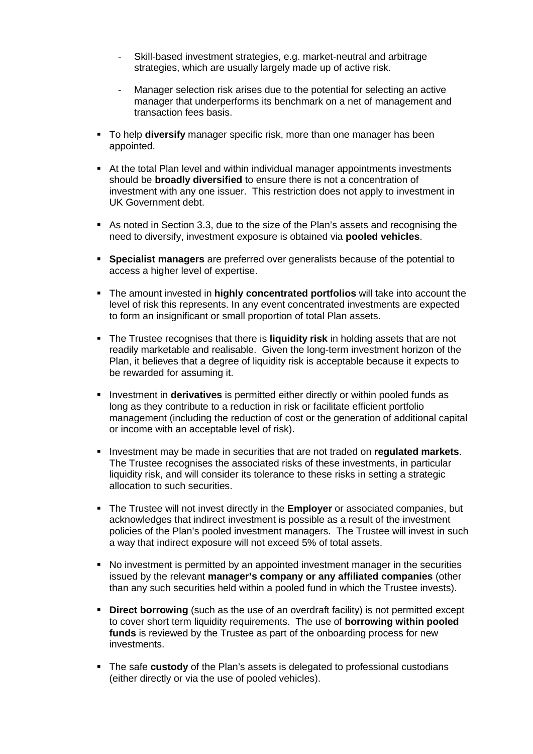- Skill-based investment strategies, e.g. market-neutral and arbitrage strategies, which are usually largely made up of active risk.

  - Manager selection risk arises due to the potential for selecting an active manager that underperforms its benchmark on a net of management and transaction fees basis.

- To help **diversify** manager specific risk, more than one manager has been appointed.

- At the total Plan level and within individual manager appointments investments should be **broadly diversified** to ensure there is not a concentration of investment with any one issuer. This restriction does not apply to investment in UK Government debt.

- As noted in Section 3.3, due to the size of the Plan's assets and recognising the need to diversify, investment exposure is obtained via **pooled vehicles**.

- **Specialist managers** are preferred over generalists because of the potential to access a higher level of expertise.

- The amount invested in **highly concentrated portfolios** will take into account the level of risk this represents. In any event concentrated investments are expected to form an insignificant or small proportion of total Plan assets.

- The Trustee recognises that there is **liquidity risk** in holding assets that are not readily marketable and realisable. Given the long-term investment horizon of the Plan, it believes that a degree of liquidity risk is acceptable because it expects to be rewarded for assuming it.

- Investment in **derivatives** is permitted either directly or within pooled funds as long as they contribute to a reduction in risk or facilitate efficient portfolio management (including the reduction of cost or the generation of additional capital or income with an acceptable level of risk).

- Investment may be made in securities that are not traded on **regulated markets**. The Trustee recognises the associated risks of these investments, in particular liquidity risk, and will consider its tolerance to these risks in setting a strategic allocation to such securities.

- The Trustee will not invest directly in the **Employer** or associated companies, but acknowledges that indirect investment is possible as a result of the investment policies of the Plan's pooled investment managers. The Trustee will invest in such a way that indirect exposure will not exceed 5% of total assets.

- No investment is permitted by an appointed investment manager in the securities issued by the relevant **manager's company or any affiliated companies** (other than any such securities held within a pooled fund in which the Trustee invests).

- **Direct borrowing** (such as the use of an overdraft facility) is not permitted except to cover short term liquidity requirements. The use of **borrowing within pooled funds** is reviewed by the Trustee as part of the onboarding process for new investments.

- The safe **custody** of the Plan's assets is delegated to professional custodians (either directly or via the use of pooled vehicles).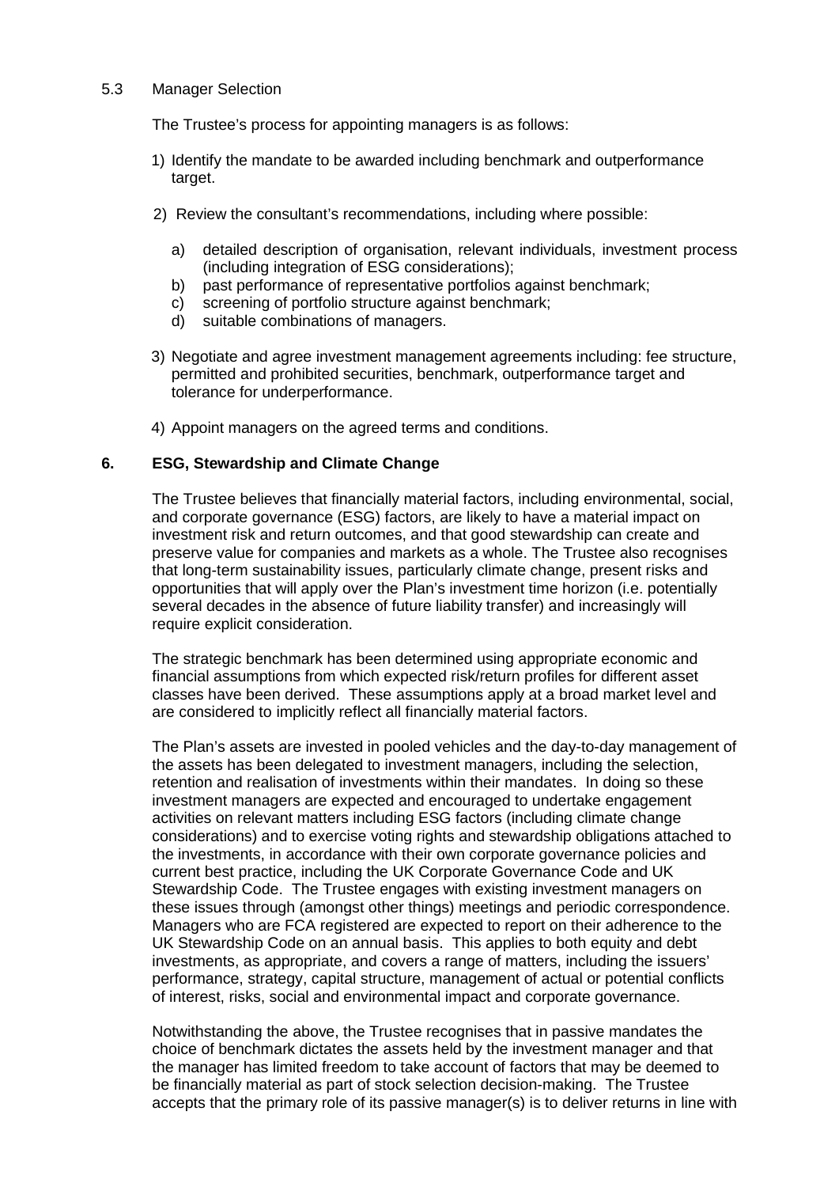### 5.3 Manager Selection

The Trustee's process for appointing managers is as follows:

1) Identify the mandate to be awarded including benchmark and outperformance target.

2) Review the consultant's recommendations, including where possible:

   a) detailed description of organisation, relevant individuals, investment process (including integration of ESG considerations);
   b) past performance of representative portfolios against benchmark;
   c) screening of portfolio structure against benchmark;
   d) suitable combinations of managers.

3) Negotiate and agree investment management agreements including: fee structure, permitted and prohibited securities, benchmark, outperformance target and tolerance for underperformance.

4) Appoint managers on the agreed terms and conditions.

## 6. ESG, Stewardship and Climate Change

The Trustee believes that financially material factors, including environmental, social, and corporate governance (ESG) factors, are likely to have a material impact on investment risk and return outcomes, and that good stewardship can create and preserve value for companies and markets as a whole. The Trustee also recognises that long-term sustainability issues, particularly climate change, present risks and opportunities that will apply over the Plan's investment time horizon (i.e. potentially several decades in the absence of future liability transfer) and increasingly will require explicit consideration.

The strategic benchmark has been determined using appropriate economic and financial assumptions from which expected risk/return profiles for different asset classes have been derived. These assumptions apply at a broad market level and are considered to implicitly reflect all financially material factors.

The Plan's assets are invested in pooled vehicles and the day-to-day management of the assets has been delegated to investment managers, including the selection, retention and realisation of investments within their mandates. In doing so these investment managers are expected and encouraged to undertake engagement activities on relevant matters including ESG factors (including climate change considerations) and to exercise voting rights and stewardship obligations attached to the investments, in accordance with their own corporate governance policies and current best practice, including the UK Corporate Governance Code and UK Stewardship Code. The Trustee engages with existing investment managers on these issues through (amongst other things) meetings and periodic correspondence. Managers who are FCA registered are expected to report on their adherence to the UK Stewardship Code on an annual basis. This applies to both equity and debt investments, as appropriate, and covers a range of matters, including the issuers' performance, strategy, capital structure, management of actual or potential conflicts of interest, risks, social and environmental impact and corporate governance.

Notwithstanding the above, the Trustee recognises that in passive mandates the choice of benchmark dictates the assets held by the investment manager and that the manager has limited freedom to take account of factors that may be deemed to be financially material as part of stock selection decision-making. The Trustee accepts that the primary role of its passive manager(s) is to deliver returns in line with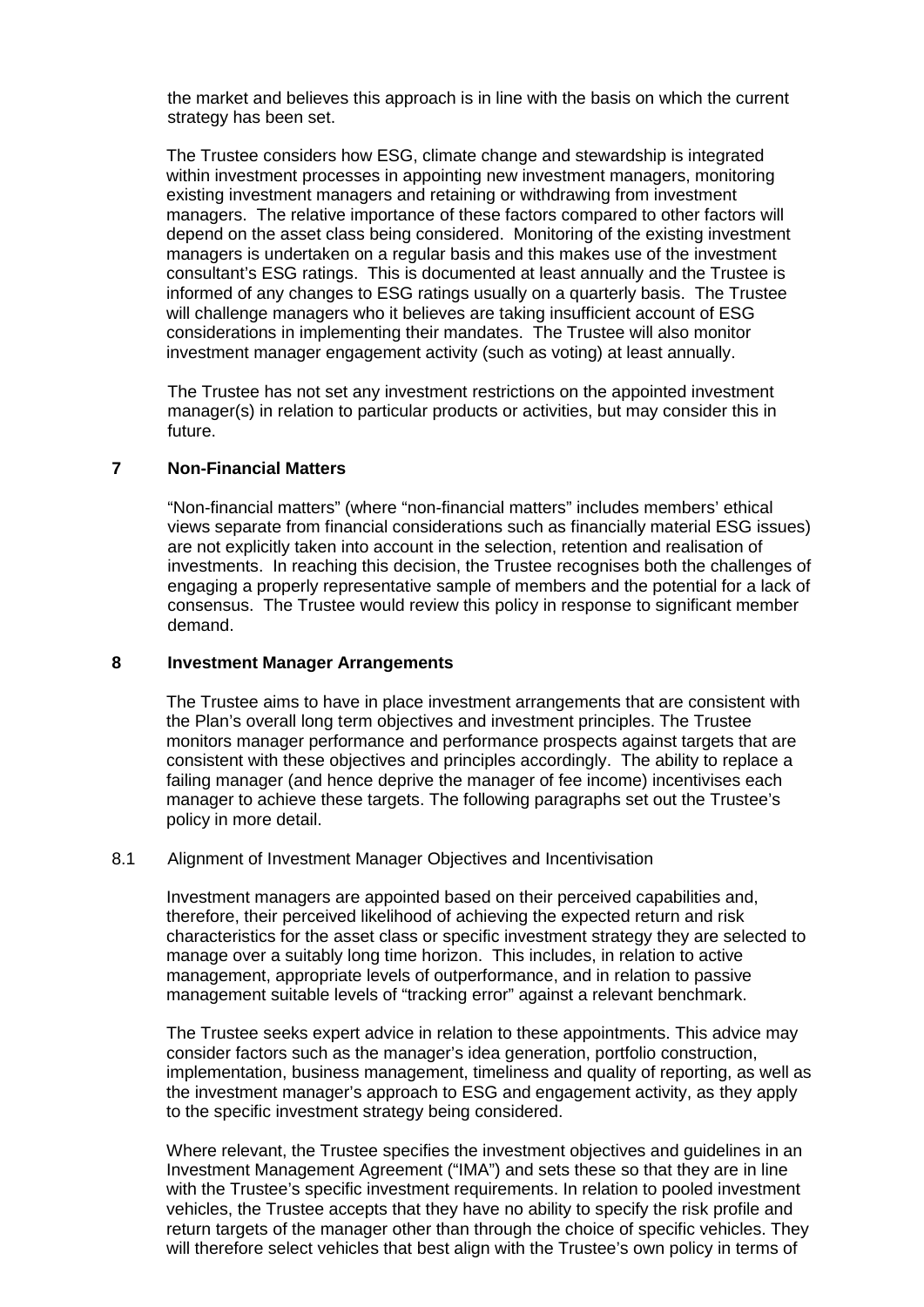the market and believes this approach is in line with the basis on which the current strategy has been set.

The Trustee considers how ESG, climate change and stewardship is integrated within investment processes in appointing new investment managers, monitoring existing investment managers and retaining or withdrawing from investment managers. The relative importance of these factors compared to other factors will depend on the asset class being considered. Monitoring of the existing investment managers is undertaken on a regular basis and this makes use of the investment consultant's ESG ratings. This is documented at least annually and the Trustee is informed of any changes to ESG ratings usually on a quarterly basis. The Trustee will challenge managers who it believes are taking insufficient account of ESG considerations in implementing their mandates. The Trustee will also monitor investment manager engagement activity (such as voting) at least annually.

The Trustee has not set any investment restrictions on the appointed investment manager(s) in relation to particular products or activities, but may consider this in future.

## 7 Non-Financial Matters

"Non-financial matters" (where "non-financial matters" includes members' ethical views separate from financial considerations such as financially material ESG issues) are not explicitly taken into account in the selection, retention and realisation of investments. In reaching this decision, the Trustee recognises both the challenges of engaging a properly representative sample of members and the potential for a lack of consensus. The Trustee would review this policy in response to significant member demand.

## 8 Investment Manager Arrangements

The Trustee aims to have in place investment arrangements that are consistent with the Plan's overall long term objectives and investment principles. The Trustee monitors manager performance and performance prospects against targets that are consistent with these objectives and principles accordingly. The ability to replace a failing manager (and hence deprive the manager of fee income) incentivises each manager to achieve these targets. The following paragraphs set out the Trustee's policy in more detail.

### 8.1 Alignment of Investment Manager Objectives and Incentivisation

Investment managers are appointed based on their perceived capabilities and, therefore, their perceived likelihood of achieving the expected return and risk characteristics for the asset class or specific investment strategy they are selected to manage over a suitably long time horizon. This includes, in relation to active management, appropriate levels of outperformance, and in relation to passive management suitable levels of "tracking error" against a relevant benchmark.

The Trustee seeks expert advice in relation to these appointments. This advice may consider factors such as the manager's idea generation, portfolio construction, implementation, business management, timeliness and quality of reporting, as well as the investment manager's approach to ESG and engagement activity, as they apply to the specific investment strategy being considered.

Where relevant, the Trustee specifies the investment objectives and guidelines in an Investment Management Agreement ("IMA") and sets these so that they are in line with the Trustee's specific investment requirements. In relation to pooled investment vehicles, the Trustee accepts that they have no ability to specify the risk profile and return targets of the manager other than through the choice of specific vehicles. They will therefore select vehicles that best align with the Trustee's own policy in terms of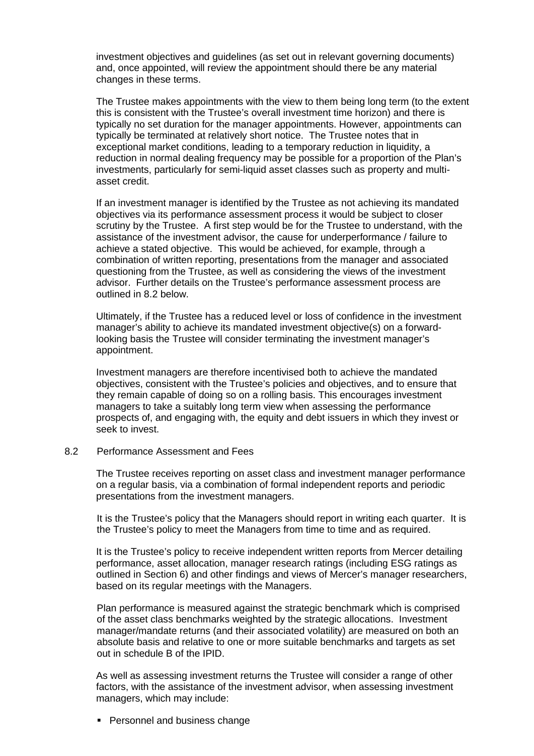investment objectives and guidelines (as set out in relevant governing documents) and, once appointed, will review the appointment should there be any material changes in these terms.

The Trustee makes appointments with the view to them being long term (to the extent this is consistent with the Trustee's overall investment time horizon) and there is typically no set duration for the manager appointments. However, appointments can typically be terminated at relatively short notice. The Trustee notes that in exceptional market conditions, leading to a temporary reduction in liquidity, a reduction in normal dealing frequency may be possible for a proportion of the Plan's investments, particularly for semi-liquid asset classes such as property and multi-asset credit.

If an investment manager is identified by the Trustee as not achieving its mandated objectives via its performance assessment process it would be subject to closer scrutiny by the Trustee. A first step would be for the Trustee to understand, with the assistance of the investment advisor, the cause for underperformance / failure to achieve a stated objective. This would be achieved, for example, through a combination of written reporting, presentations from the manager and associated questioning from the Trustee, as well as considering the views of the investment advisor. Further details on the Trustee's performance assessment process are outlined in 8.2 below.

Ultimately, if the Trustee has a reduced level or loss of confidence in the investment manager's ability to achieve its mandated investment objective(s) on a forward-looking basis the Trustee will consider terminating the investment manager's appointment.

Investment managers are therefore incentivised both to achieve the mandated objectives, consistent with the Trustee's policies and objectives, and to ensure that they remain capable of doing so on a rolling basis. This encourages investment managers to take a suitably long term view when assessing the performance prospects of, and engaging with, the equity and debt issuers in which they invest or seek to invest.

## 8.2 Performance Assessment and Fees

The Trustee receives reporting on asset class and investment manager performance on a regular basis, via a combination of formal independent reports and periodic presentations from the investment managers.

It is the Trustee's policy that the Managers should report in writing each quarter. It is the Trustee's policy to meet the Managers from time to time and as required.

It is the Trustee's policy to receive independent written reports from Mercer detailing performance, asset allocation, manager research ratings (including ESG ratings as outlined in Section 6) and other findings and views of Mercer's manager researchers, based on its regular meetings with the Managers.

Plan performance is measured against the strategic benchmark which is comprised of the asset class benchmarks weighted by the strategic allocations. Investment manager/mandate returns (and their associated volatility) are measured on both an absolute basis and relative to one or more suitable benchmarks and targets as set out in schedule B of the IPID.

As well as assessing investment returns the Trustee will consider a range of other factors, with the assistance of the investment advisor, when assessing investment managers, which may include:

- Personnel and business change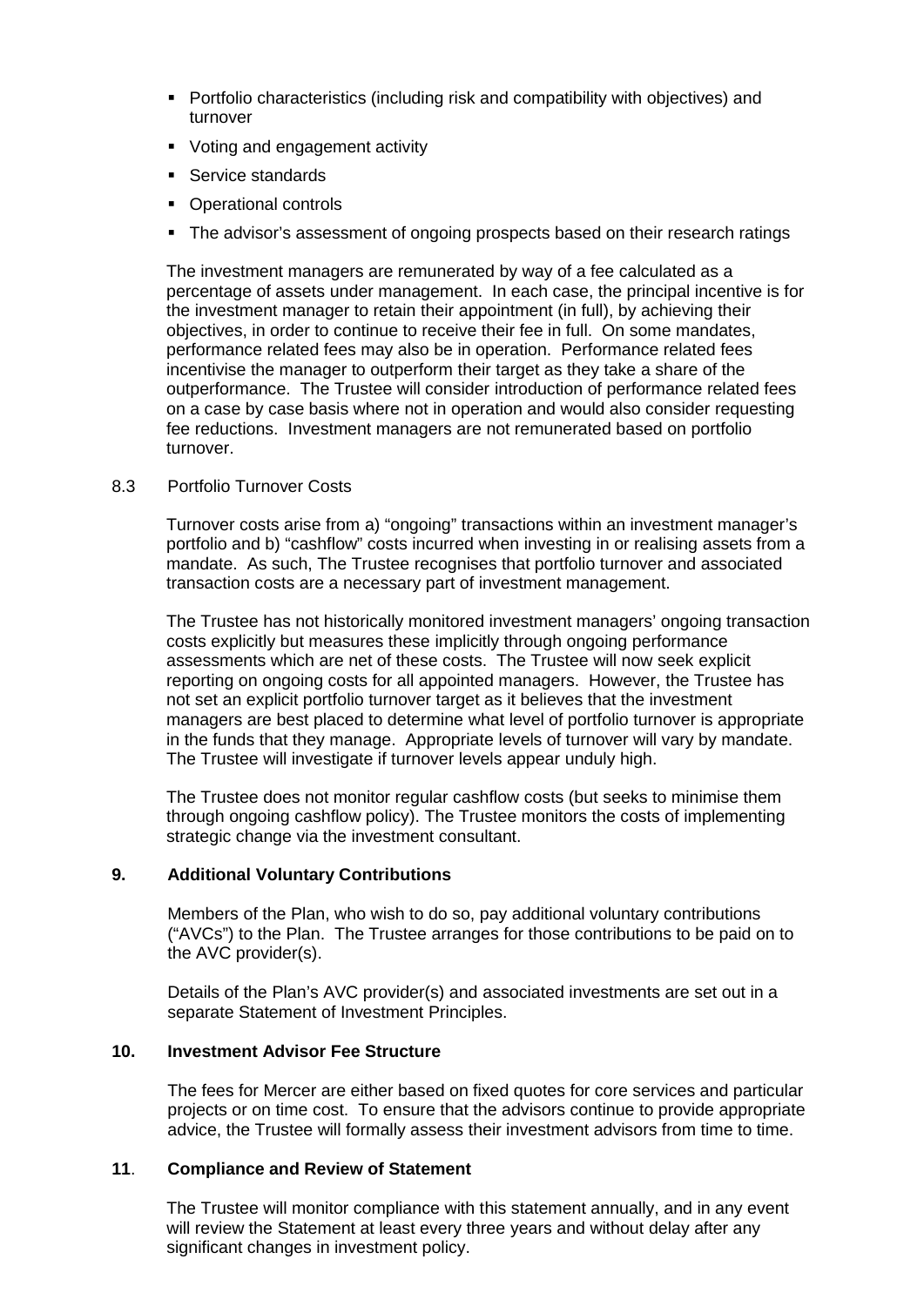- Portfolio characteristics (including risk and compatibility with objectives) and turnover
- Voting and engagement activity
- Service standards
- Operational controls
- The advisor's assessment of ongoing prospects based on their research ratings

The investment managers are remunerated by way of a fee calculated as a percentage of assets under management. In each case, the principal incentive is for the investment manager to retain their appointment (in full), by achieving their objectives, in order to continue to receive their fee in full. On some mandates, performance related fees may also be in operation. Performance related fees incentivise the manager to outperform their target as they take a share of the outperformance. The Trustee will consider introduction of performance related fees on a case by case basis where not in operation and would also consider requesting fee reductions. Investment managers are not remunerated based on portfolio turnover.

8.3 Portfolio Turnover Costs

Turnover costs arise from a) "ongoing" transactions within an investment manager's portfolio and b) "cashflow" costs incurred when investing in or realising assets from a mandate. As such, The Trustee recognises that portfolio turnover and associated transaction costs are a necessary part of investment management.

The Trustee has not historically monitored investment managers' ongoing transaction costs explicitly but measures these implicitly through ongoing performance assessments which are net of these costs. The Trustee will now seek explicit reporting on ongoing costs for all appointed managers. However, the Trustee has not set an explicit portfolio turnover target as it believes that the investment managers are best placed to determine what level of portfolio turnover is appropriate in the funds that they manage. Appropriate levels of turnover will vary by mandate. The Trustee will investigate if turnover levels appear unduly high.

The Trustee does not monitor regular cashflow costs (but seeks to minimise them through ongoing cashflow policy). The Trustee monitors the costs of implementing strategic change via the investment consultant.

## 9. Additional Voluntary Contributions

Members of the Plan, who wish to do so, pay additional voluntary contributions ("AVCs") to the Plan. The Trustee arranges for those contributions to be paid on to the AVC provider(s).

Details of the Plan's AVC provider(s) and associated investments are set out in a separate Statement of Investment Principles.

## 10. Investment Advisor Fee Structure

The fees for Mercer are either based on fixed quotes for core services and particular projects or on time cost. To ensure that the advisors continue to provide appropriate advice, the Trustee will formally assess their investment advisors from time to time.

## 11. Compliance and Review of Statement

The Trustee will monitor compliance with this statement annually, and in any event will review the Statement at least every three years and without delay after any significant changes in investment policy.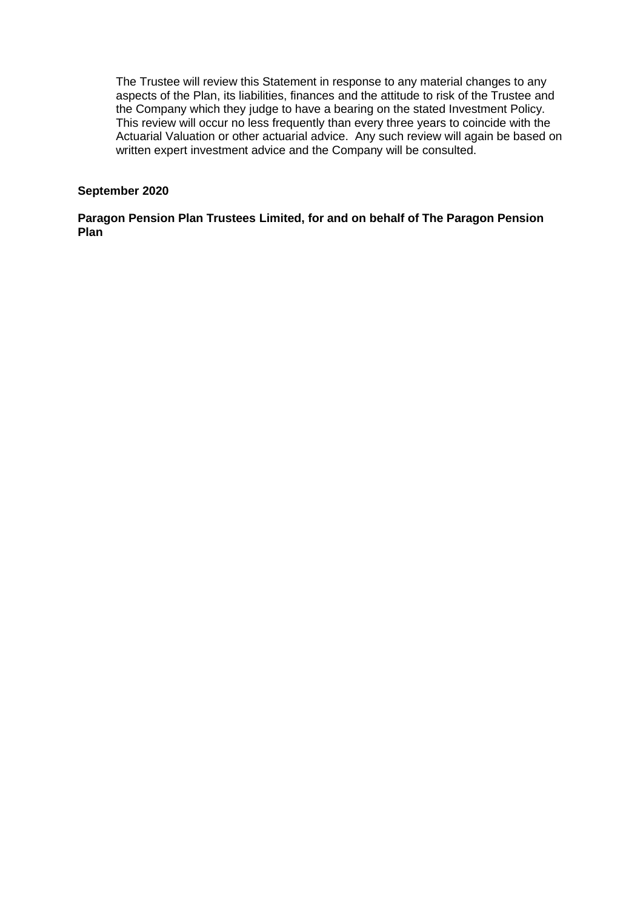The Trustee will review this Statement in response to any material changes to any aspects of the Plan, its liabilities, finances and the attitude to risk of the Trustee and the Company which they judge to have a bearing on the stated Investment Policy. This review will occur no less frequently than every three years to coincide with the Actuarial Valuation or other actuarial advice. Any such review will again be based on written expert investment advice and the Company will be consulted.

**September 2020**

**Paragon Pension Plan Trustees Limited, for and on behalf of The Paragon Pension Plan**